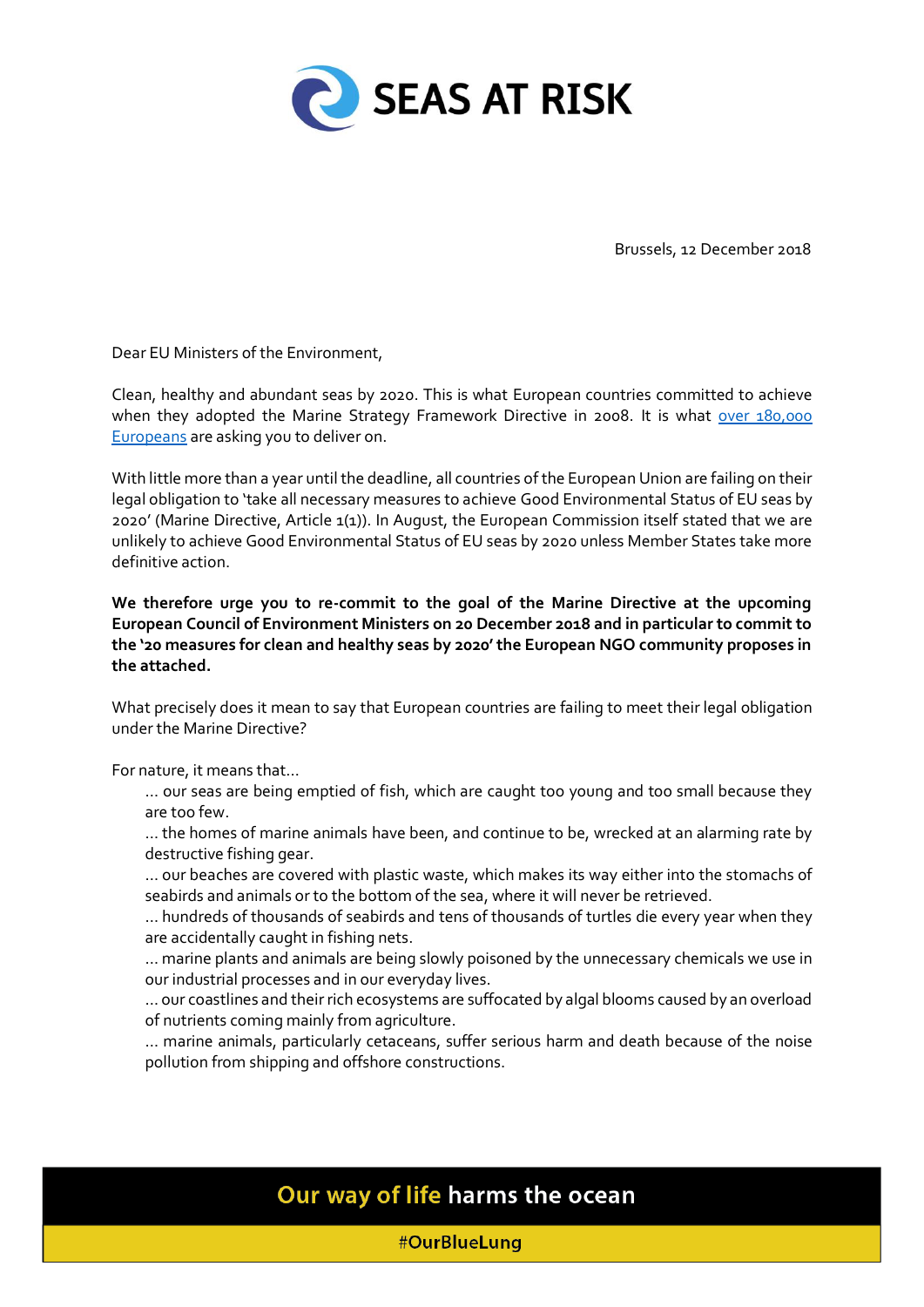# SEAS AT RISK

Brussels, 12 December 2018

Dear EU Ministers of the Environment,

Clean, healthy and abundant seas by 2020. This is what European countries committed to achieve when they adopted the Marine Strategy Framework Directive in 2008. It is what over 180,000 Europeans are asking you to deliver on.

With little more than a year until the deadline, all countries of the European Union are failing on their legal obligation to 'take all necessary measures to achieve Good Environmental Status of EU seas by 2020' (Marine Directive, Article 1(1)). In August, the European Commission itself stated that we are unlikely to achieve Good Environmental Status of EU seas by 2020 unless Member States take more definitive action.

**We therefore urge you to re-commit to the goal of the Marine Directive at the upcoming European Council of Environment Ministers on 20 December 2018 and in particular to commit to the '20 measures for clean and healthy seas by 2020' the European NGO community proposes in the attached.**

What precisely does it mean to say that European countries are failing to meet their legal obligation under the Marine Directive?

For nature, it means that...

... our seas are being emptied of fish, which are caught too young and too small because they are too few.

... the homes of marine animals have been, and continue to be, wrecked at an alarming rate by destructive fishing gear.

... our beaches are covered with plastic waste, which makes its way either into the stomachs of seabirds and animals or to the bottom of the sea, where it will never be retrieved.

... hundreds of thousands of seabirds and tens of thousands of turtles die every year when they are accidentally caught in fishing nets.

... marine plants and animals are being slowly poisoned by the unnecessary chemicals we use in our industrial processes and in our everyday lives.

... our coastlines and their rich ecosystems are suffocated by algal blooms caused by an overload of nutrients coming mainly from agriculture.

... marine animals, particularly cetaceans, suffer serious harm and death because of the noise pollution from shipping and offshore constructions.

**Our way of life harms the ocean**

**#OurBlueLung**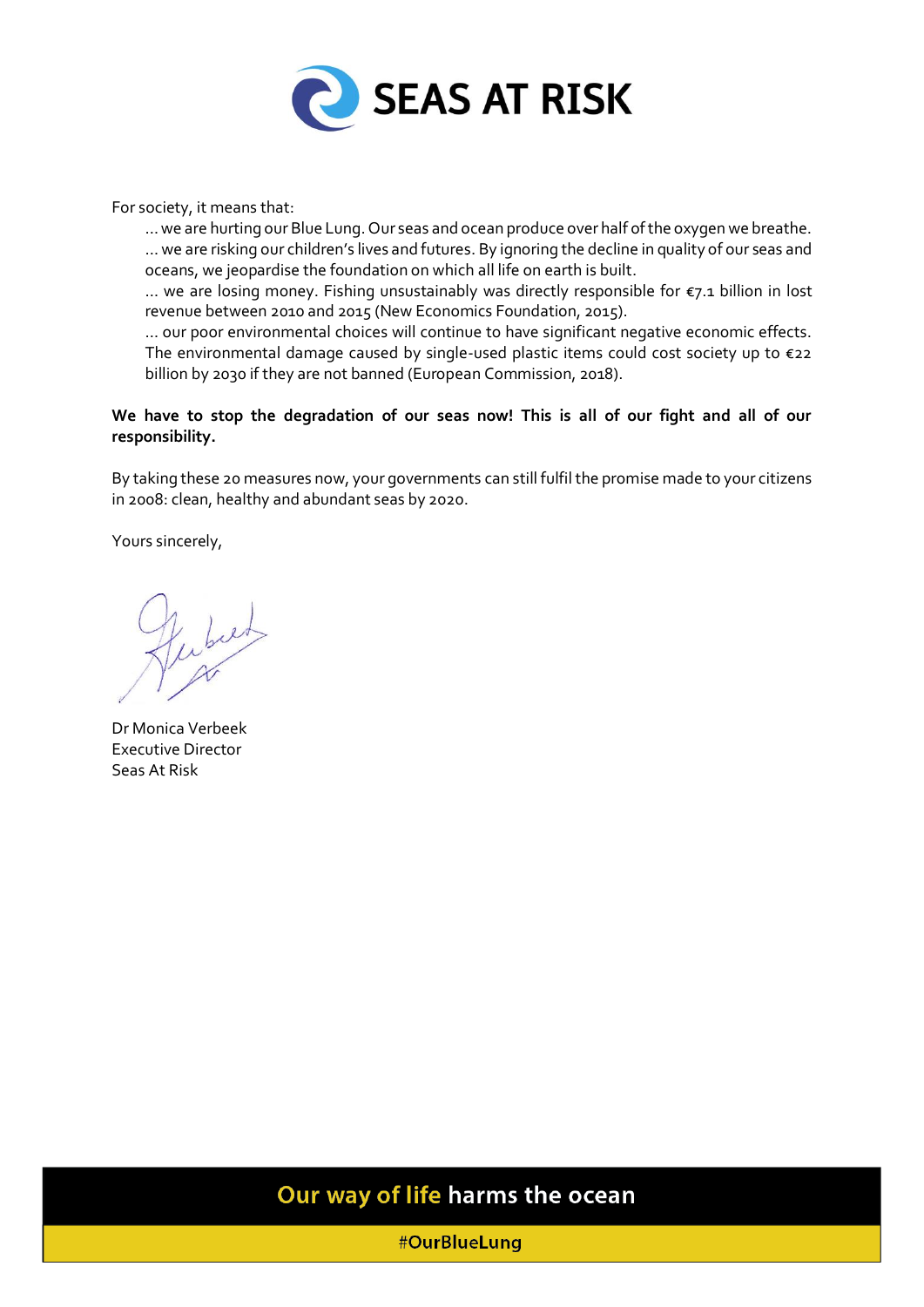For society, it means that:

... we are hurting our Blue Lung. Our seas and ocean produce over half of the oxygen we breathe.
... we are risking our children's lives and futures. By ignoring the decline in quality of our seas and oceans, we jeopardise the foundation on which all life on earth is built.
... we are losing money. Fishing unsustainably was directly responsible for €7.1 billion in lost revenue between 2010 and 2015 (New Economics Foundation, 2015).
... our poor environmental choices will continue to have significant negative economic effects. The environmental damage caused by single-used plastic items could cost society up to €22 billion by 2030 if they are not banned (European Commission, 2018).

**We have to stop the degradation of our seas now! This is all of our fight and all of our responsibility.**

By taking these 20 measures now, your governments can still fulfil the promise made to your citizens in 2008: clean, healthy and abundant seas by 2020.

Yours sincerely,

Dr Monica Verbeek
Executive Director
Seas At Risk

**Our way of life harms the ocean**

**#OurBlueLung**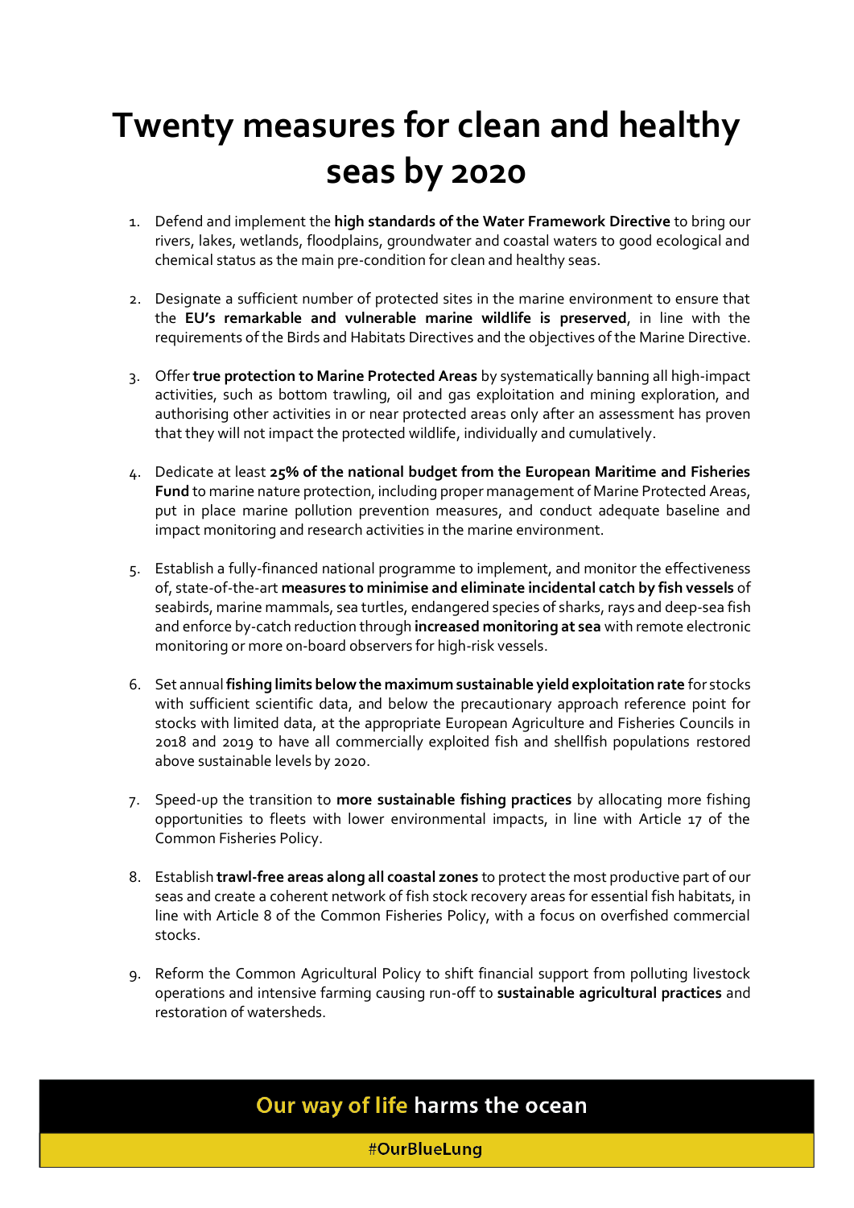# Twenty measures for clean and healthy seas by 2020

1. Defend and implement the **high standards of the Water Framework Directive** to bring our rivers, lakes, wetlands, floodplains, groundwater and coastal waters to good ecological and chemical status as the main pre-condition for clean and healthy seas.

2. Designate a sufficient number of protected sites in the marine environment to ensure that the **EU's remarkable and vulnerable marine wildlife is preserved**, in line with the requirements of the Birds and Habitats Directives and the objectives of the Marine Directive.

3. Offer **true protection to Marine Protected Areas** by systematically banning all high-impact activities, such as bottom trawling, oil and gas exploitation and mining exploration, and authorising other activities in or near protected areas only after an assessment has proven that they will not impact the protected wildlife, individually and cumulatively.

4. Dedicate at least **25% of the national budget from the European Maritime and Fisheries Fund** to marine nature protection, including proper management of Marine Protected Areas, put in place marine pollution prevention measures, and conduct adequate baseline and impact monitoring and research activities in the marine environment.

5. Establish a fully-financed national programme to implement, and monitor the effectiveness of, state-of-the-art **measures to minimise and eliminate incidental catch by fish vessels** of seabirds, marine mammals, sea turtles, endangered species of sharks, rays and deep-sea fish and enforce by-catch reduction through **increased monitoring at sea** with remote electronic monitoring or more on-board observers for high-risk vessels.

6. Set annual **fishing limits below the maximum sustainable yield exploitation rate** for stocks with sufficient scientific data, and below the precautionary approach reference point for stocks with limited data, at the appropriate European Agriculture and Fisheries Councils in 2018 and 2019 to have all commercially exploited fish and shellfish populations restored above sustainable levels by 2020.

7. Speed-up the transition to **more sustainable fishing practices** by allocating more fishing opportunities to fleets with lower environmental impacts, in line with Article 17 of the Common Fisheries Policy.

8. Establish **trawl-free areas along all coastal zones** to protect the most productive part of our seas and create a coherent network of fish stock recovery areas for essential fish habitats, in line with Article 8 of the Common Fisheries Policy, with a focus on overfished commercial stocks.

9. Reform the Common Agricultural Policy to shift financial support from polluting livestock operations and intensive farming causing run-off to **sustainable agricultural practices** and restoration of watersheds.

**Our way of life harms the ocean**

#**OurBlueLung**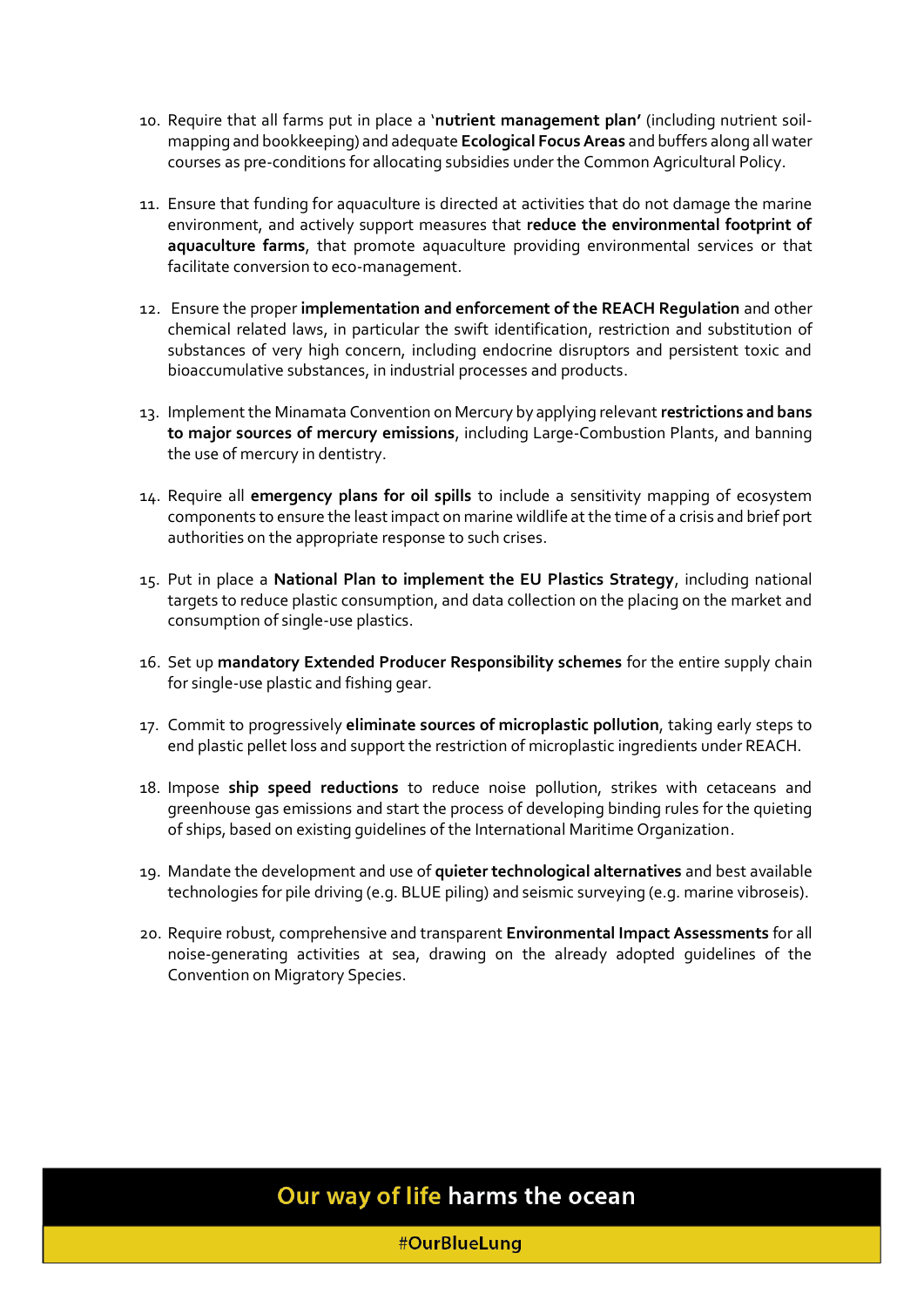10. Require that all farms put in place a '**nutrient management plan'** (including nutrient soil-mapping and bookkeeping) and adequate **Ecological Focus Areas** and buffers along all water courses as pre-conditions for allocating subsidies under the Common Agricultural Policy.

11. Ensure that funding for aquaculture is directed at activities that do not damage the marine environment, and actively support measures that **reduce the environmental footprint of aquaculture farms**, that promote aquaculture providing environmental services or that facilitate conversion to eco-management.

12. Ensure the proper **implementation and enforcement of the REACH Regulation** and other chemical related laws, in particular the swift identification, restriction and substitution of substances of very high concern, including endocrine disruptors and persistent toxic and bioaccumulative substances, in industrial processes and products.

13. Implement the Minamata Convention on Mercury by applying relevant **restrictions and bans to major sources of mercury emissions**, including Large-Combustion Plants, and banning the use of mercury in dentistry.

14. Require all **emergency plans for oil spills** to include a sensitivity mapping of ecosystem components to ensure the least impact on marine wildlife at the time of a crisis and brief port authorities on the appropriate response to such crises.

15. Put in place a **National Plan to implement the EU Plastics Strategy**, including national targets to reduce plastic consumption, and data collection on the placing on the market and consumption of single-use plastics.

16. Set up **mandatory Extended Producer Responsibility schemes** for the entire supply chain for single-use plastic and fishing gear.

17. Commit to progressively **eliminate sources of microplastic pollution**, taking early steps to end plastic pellet loss and support the restriction of microplastic ingredients under REACH.

18. Impose **ship speed reductions** to reduce noise pollution, strikes with cetaceans and greenhouse gas emissions and start the process of developing binding rules for the quieting of ships, based on existing guidelines of the International Maritime Organization.

19. Mandate the development and use of **quieter technological alternatives** and best available technologies for pile driving (e.g. BLUE piling) and seismic surveying (e.g. marine vibroseis).

20. Require robust, comprehensive and transparent **Environmental Impact Assessments** for all noise-generating activities at sea, drawing on the already adopted guidelines of the Convention on Migratory Species.

**Our way of life harms the ocean**

#OurBlueLung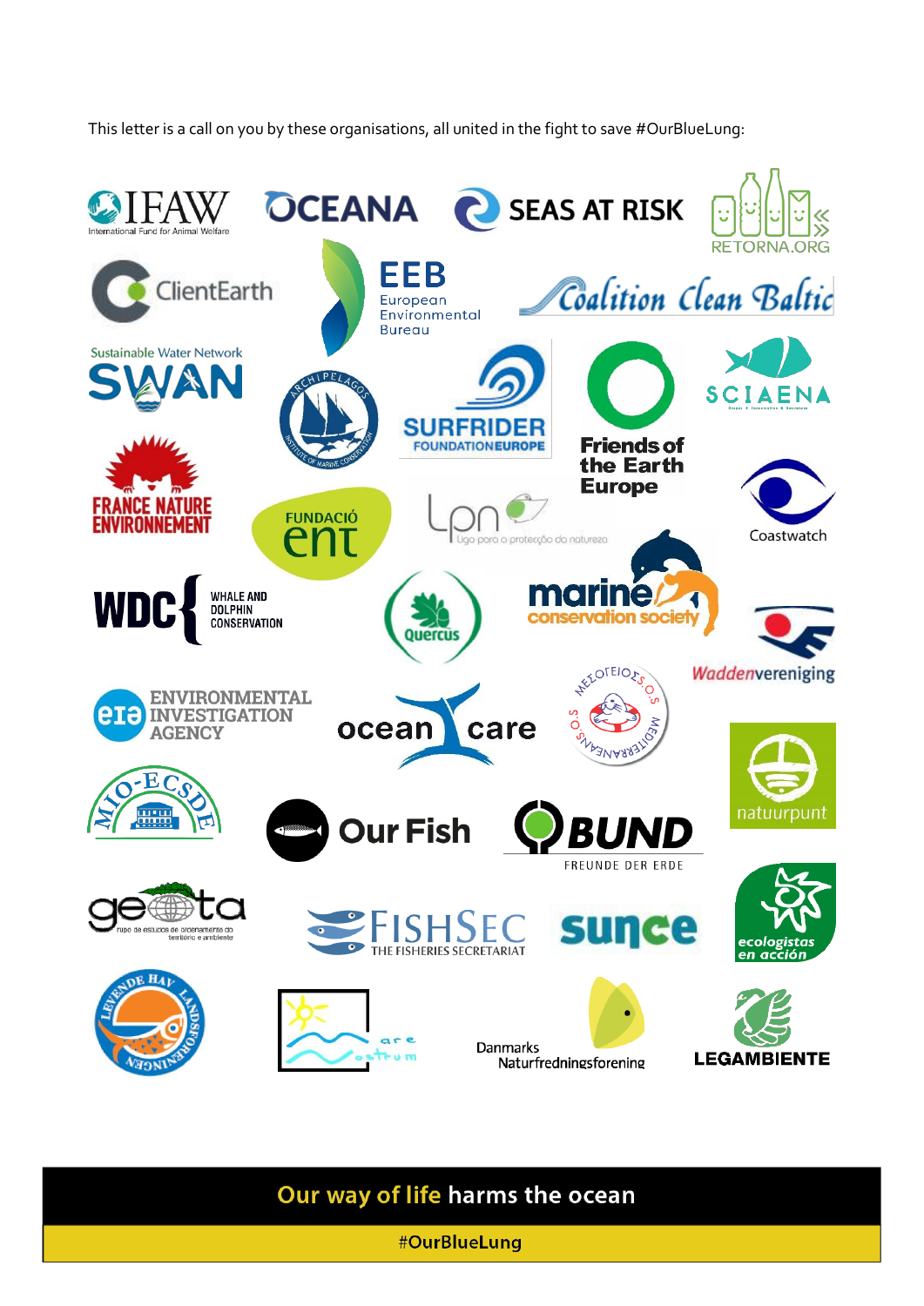This letter is a call on you by these organisations, all united in the fight to save #OurBlueLung:

IFAW International Fund for Animal Welfare
OCEANA
SEAS AT RISK
RETORNA.ORG
ClientEarth
EEB European Environmental Bureau
Coalition Clean Baltic
Sustainable Water Network SWAN
Archipelagos Institute of Marine Conservation
SURFRIDER FOUNDATION EUROPE
Friends of the Earth Europe
SCIAENA
FRANCE NATURE ENVIRONNEMENT
FUNDACIÓ ent
Lpn Liga para a protecção da natureza
Coastwatch
WDC WHALE AND DOLPHIN CONSERVATION
Quercus
marine conservation society
Waddenvereniging
eia ENVIRONMENTAL INVESTIGATION AGENCY
ocean care
ΜΕΣΟΓΕΙΟΣ S.O.S MEDITERRANEAN S.O.S
natuurpunt
MIO-ECSDE
Our Fish
BUND FREUNDE DER ERDE
geota grupo de estudos de ordenamento do território e ambiente
FISHSEC THE FISHERIES SECRETARIAT
sunce
ecologistas en acción
LEVENDE HAV LANDSFORENINGEN
are ostrum
Danmarks Naturfredningsforening
LEGAMBIENTE

**Our way of life harms the ocean**

**#OurBlueLung**